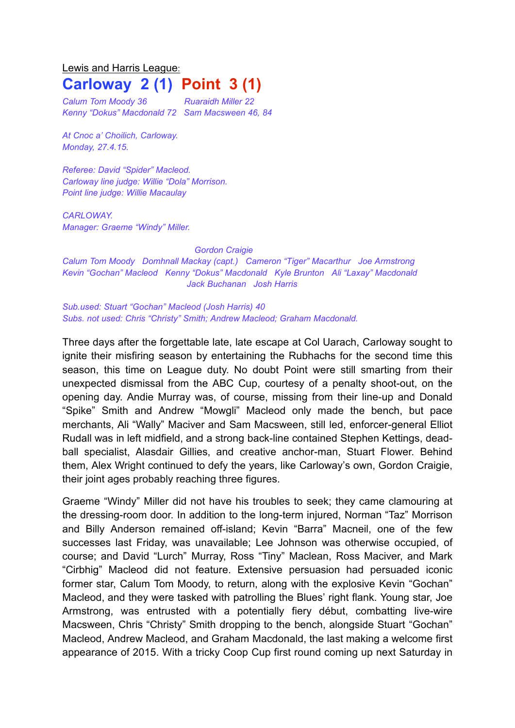Lewis and Harris League:

# Carloway 2 (1) Point 3 (1)

*Calum Tom Moody 36* *Ruaraidh Miller 22*
*Kenny "Dokus" Macdonald 72* *Sam Macsween 46, 84*

*At Cnoc a' Choilich, Carloway.*
*Monday, 27.4.15.*

*Referee: David "Spider" Macleod.*
*Carloway line judge: Willie "Dola" Morrison.*
*Point line judge: Willie Macaulay*

*CARLOWAY.*
*Manager: Graeme "Windy" Miller.*

*Gordon Craigie*
*Calum Tom Moody Domhnall Mackay (capt.) Cameron "Tiger" Macarthur Joe Armstrong*
*Kevin "Gochan" Macleod Kenny "Dokus" Macdonald Kyle Brunton Ali "Laxay" Macdonald*
*Jack Buchanan Josh Harris*

*Sub.used: Stuart "Gochan" Macleod (Josh Harris) 40*
*Subs. not used: Chris "Christy" Smith; Andrew Macleod; Graham Macdonald.*

Three days after the forgettable late, late escape at Col Uarach, Carloway sought to ignite their misfiring season by entertaining the Rubhachs for the second time this season, this time on League duty. No doubt Point were still smarting from their unexpected dismissal from the ABC Cup, courtesy of a penalty shoot-out, on the opening day. Andie Murray was, of course, missing from their line-up and Donald "Spike" Smith and Andrew "Mowgli" Macleod only made the bench, but pace merchants, Ali "Wally" Maciver and Sam Macsween, still led, enforcer-general Elliot Rudall was in left midfield, and a strong back-line contained Stephen Kettings, dead-ball specialist, Alasdair Gillies, and creative anchor-man, Stuart Flower. Behind them, Alex Wright continued to defy the years, like Carloway's own, Gordon Craigie, their joint ages probably reaching three figures.

Graeme "Windy" Miller did not have his troubles to seek; they came clamouring at the dressing-room door. In addition to the long-term injured, Norman "Taz" Morrison and Billy Anderson remained off-island; Kevin "Barra" Macneil, one of the few successes last Friday, was unavailable; Lee Johnson was otherwise occupied, of course; and David "Lurch" Murray, Ross "Tiny" Maclean, Ross Maciver, and Mark "Cirbhig" Macleod did not feature. Extensive persuasion had persuaded iconic former star, Calum Tom Moody, to return, along with the explosive Kevin "Gochan" Macleod, and they were tasked with patrolling the Blues' right flank. Young star, Joe Armstrong, was entrusted with a potentially fiery début, combatting live-wire Macsween, Chris "Christy" Smith dropping to the bench, alongside Stuart "Gochan" Macleod, Andrew Macleod, and Graham Macdonald, the last making a welcome first appearance of 2015. With a tricky Coop Cup first round coming up next Saturday in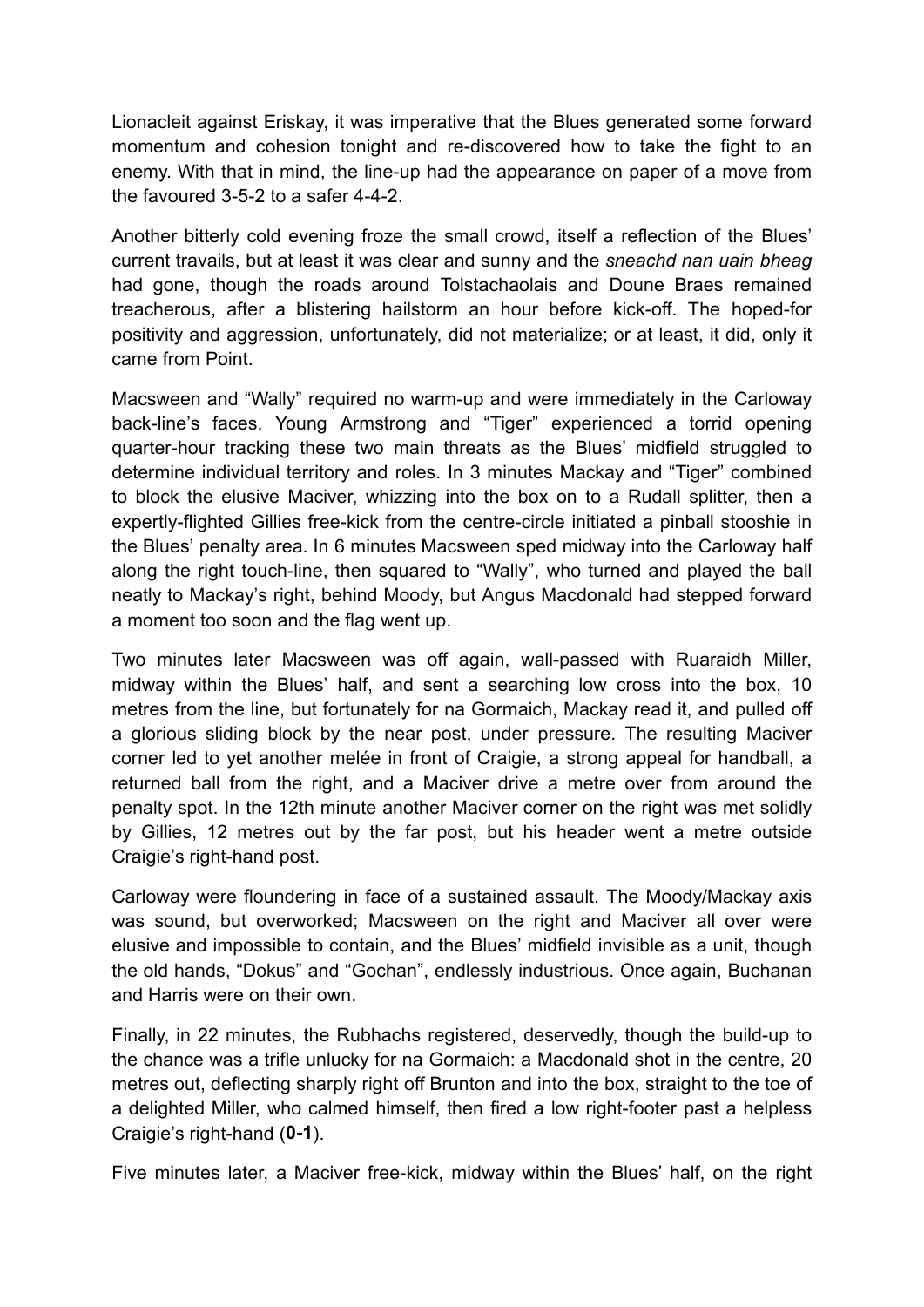Lionacleit against Eriskay, it was imperative that the Blues generated some forward momentum and cohesion tonight and re-discovered how to take the fight to an enemy. With that in mind, the line-up had the appearance on paper of a move from the favoured 3-5-2 to a safer 4-4-2.

Another bitterly cold evening froze the small crowd, itself a reflection of the Blues' current travails, but at least it was clear and sunny and the *sneachd nan uain bheag* had gone, though the roads around Tolstachaolais and Doune Braes remained treacherous, after a blistering hailstorm an hour before kick-off. The hoped-for positivity and aggression, unfortunately, did not materialize; or at least, it did, only it came from Point.

Macsween and "Wally" required no warm-up and were immediately in the Carloway back-line's faces. Young Armstrong and "Tiger" experienced a torrid opening quarter-hour tracking these two main threats as the Blues' midfield struggled to determine individual territory and roles. In 3 minutes Mackay and "Tiger" combined to block the elusive Maciver, whizzing into the box on to a Rudall splitter, then a expertly-flighted Gillies free-kick from the centre-circle initiated a pinball stooshie in the Blues' penalty area. In 6 minutes Macsween sped midway into the Carloway half along the right touch-line, then squared to "Wally", who turned and played the ball neatly to Mackay's right, behind Moody, but Angus Macdonald had stepped forward a moment too soon and the flag went up.

Two minutes later Macsween was off again, wall-passed with Ruaraidh Miller, midway within the Blues' half, and sent a searching low cross into the box, 10 metres from the line, but fortunately for na Gormaich, Mackay read it, and pulled off a glorious sliding block by the near post, under pressure. The resulting Maciver corner led to yet another melée in front of Craigie, a strong appeal for handball, a returned ball from the right, and a Maciver drive a metre over from around the penalty spot. In the 12th minute another Maciver corner on the right was met solidly by Gillies, 12 metres out by the far post, but his header went a metre outside Craigie's right-hand post.

Carloway were floundering in face of a sustained assault. The Moody/Mackay axis was sound, but overworked; Macsween on the right and Maciver all over were elusive and impossible to contain, and the Blues' midfield invisible as a unit, though the old hands, "Dokus" and "Gochan", endlessly industrious. Once again, Buchanan and Harris were on their own.

Finally, in 22 minutes, the Rubhachs registered, deservedly, though the build-up to the chance was a trifle unlucky for na Gormaich: a Macdonald shot in the centre, 20 metres out, deflecting sharply right off Brunton and into the box, straight to the toe of a delighted Miller, who calmed himself, then fired a low right-footer past a helpless Craigie's right-hand (**0-1**).

Five minutes later, a Maciver free-kick, midway within the Blues' half, on the right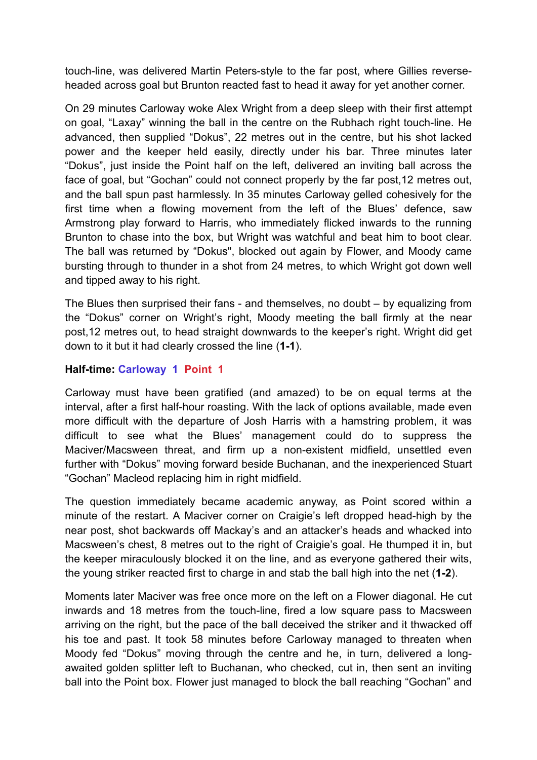touch-line, was delivered Martin Peters-style to the far post, where Gillies reverse-headed across goal but Brunton reacted fast to head it away for yet another corner.

On 29 minutes Carloway woke Alex Wright from a deep sleep with their first attempt on goal, "Laxay" winning the ball in the centre on the Rubhach right touch-line. He advanced, then supplied "Dokus", 22 metres out in the centre, but his shot lacked power and the keeper held easily, directly under his bar. Three minutes later "Dokus", just inside the Point half on the left, delivered an inviting ball across the face of goal, but "Gochan" could not connect properly by the far post,12 metres out, and the ball spun past harmlessly. In 35 minutes Carloway gelled cohesively for the first time when a flowing movement from the left of the Blues' defence, saw Armstrong play forward to Harris, who immediately flicked inwards to the running Brunton to chase into the box, but Wright was watchful and beat him to boot clear. The ball was returned by "Dokus", blocked out again by Flower, and Moody came bursting through to thunder in a shot from 24 metres, to which Wright got down well and tipped away to his right.

The Blues then surprised their fans - and themselves, no doubt – by equalizing from the "Dokus" corner on Wright's right, Moody meeting the ball firmly at the near post,12 metres out, to head straight downwards to the keeper's right. Wright did get down to it but it had clearly crossed the line (**1-1**).

**Half-time: Carloway 1 Point 1**

Carloway must have been gratified (and amazed) to be on equal terms at the interval, after a first half-hour roasting. With the lack of options available, made even more difficult with the departure of Josh Harris with a hamstring problem, it was difficult to see what the Blues' management could do to suppress the Maciver/Macsween threat, and firm up a non-existent midfield, unsettled even further with "Dokus" moving forward beside Buchanan, and the inexperienced Stuart "Gochan" Macleod replacing him in right midfield.

The question immediately became academic anyway, as Point scored within a minute of the restart. A Maciver corner on Craigie's left dropped head-high by the near post, shot backwards off Mackay's and an attacker's heads and whacked into Macsween's chest, 8 metres out to the right of Craigie's goal. He thumped it in, but the keeper miraculously blocked it on the line, and as everyone gathered their wits, the young striker reacted first to charge in and stab the ball high into the net (**1-2**).

Moments later Maciver was free once more on the left on a Flower diagonal. He cut inwards and 18 metres from the touch-line, fired a low square pass to Macsween arriving on the right, but the pace of the ball deceived the striker and it thwacked off his toe and past. It took 58 minutes before Carloway managed to threaten when Moody fed "Dokus" moving through the centre and he, in turn, delivered a long-awaited golden splitter left to Buchanan, who checked, cut in, then sent an inviting ball into the Point box. Flower just managed to block the ball reaching "Gochan" and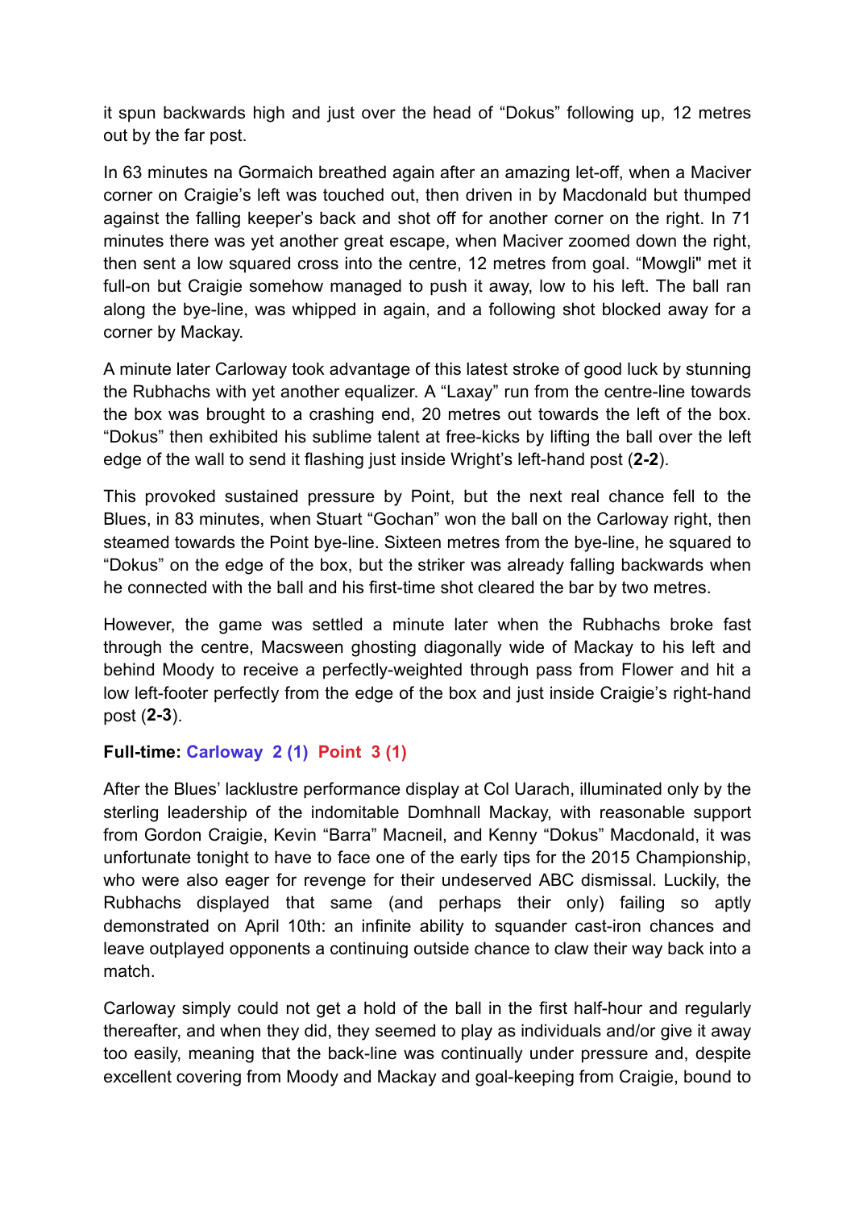it spun backwards high and just over the head of "Dokus" following up, 12 metres out by the far post.

In 63 minutes na Gormaich breathed again after an amazing let-off, when a Maciver corner on Craigie's left was touched out, then driven in by Macdonald but thumped against the falling keeper's back and shot off for another corner on the right. In 71 minutes there was yet another great escape, when Maciver zoomed down the right, then sent a low squared cross into the centre, 12 metres from goal. "Mowgli" met it full-on but Craigie somehow managed to push it away, low to his left. The ball ran along the bye-line, was whipped in again, and a following shot blocked away for a corner by Mackay.

A minute later Carloway took advantage of this latest stroke of good luck by stunning the Rubhachs with yet another equalizer. A "Laxay" run from the centre-line towards the box was brought to a crashing end, 20 metres out towards the left of the box. "Dokus" then exhibited his sublime talent at free-kicks by lifting the ball over the left edge of the wall to send it flashing just inside Wright's left-hand post (**2-2**).

This provoked sustained pressure by Point, but the next real chance fell to the Blues, in 83 minutes, when Stuart "Gochan" won the ball on the Carloway right, then steamed towards the Point bye-line. Sixteen metres from the bye-line, he squared to "Dokus" on the edge of the box, but the striker was already falling backwards when he connected with the ball and his first-time shot cleared the bar by two metres.

However, the game was settled a minute later when the Rubhachs broke fast through the centre, Macsween ghosting diagonally wide of Mackay to his left and behind Moody to receive a perfectly-weighted through pass from Flower and hit a low left-footer perfectly from the edge of the box and just inside Craigie's right-hand post (**2-3**).

**Full-time: Carloway 2 (1) Point 3 (1)**

After the Blues' lacklustre performance display at Col Uarach, illuminated only by the sterling leadership of the indomitable Domhnall Mackay, with reasonable support from Gordon Craigie, Kevin "Barra" Macneil, and Kenny "Dokus" Macdonald, it was unfortunate tonight to have to face one of the early tips for the 2015 Championship, who were also eager for revenge for their undeserved ABC dismissal. Luckily, the Rubhachs displayed that same (and perhaps their only) failing so aptly demonstrated on April 10th: an infinite ability to squander cast-iron chances and leave outplayed opponents a continuing outside chance to claw their way back into a match.

Carloway simply could not get a hold of the ball in the first half-hour and regularly thereafter, and when they did, they seemed to play as individuals and/or give it away too easily, meaning that the back-line was continually under pressure and, despite excellent covering from Moody and Mackay and goal-keeping from Craigie, bound to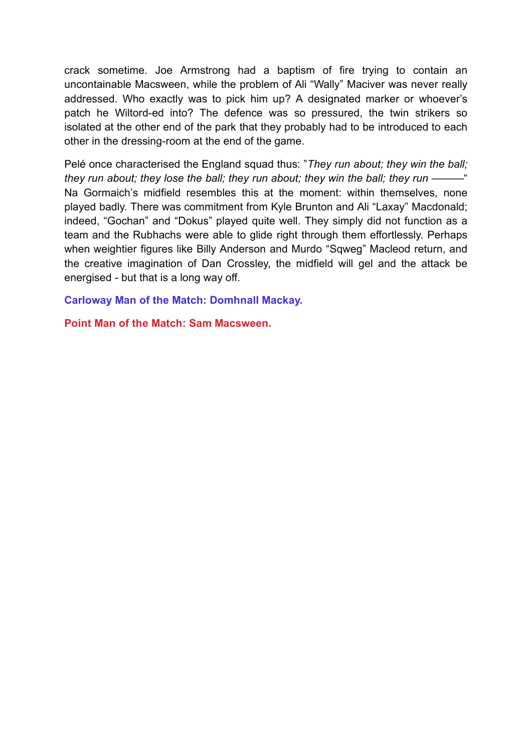crack sometime. Joe Armstrong had a baptism of fire trying to contain an uncontainable Macsween, while the problem of Ali “Wally” Maciver was never really addressed. Who exactly was to pick him up? A designated marker or whoever’s patch he Wiltord-ed into? The defence was so pressured, the twin strikers so isolated at the other end of the park that they probably had to be introduced to each other in the dressing-room at the end of the game.

Pelé once characterised the England squad thus: ”*They run about; they win the ball; they run about; they lose the ball; they run about; they win the ball; they run* ———“ Na Gormaich’s midfield resembles this at the moment: within themselves, none played badly. There was commitment from Kyle Brunton and Ali “Laxay” Macdonald; indeed, “Gochan” and “Dokus” played quite well. They simply did not function as a team and the Rubhachs were able to glide right through them effortlessly. Perhaps when weightier figures like Billy Anderson and Murdo “Sqweg” Macleod return, and the creative imagination of Dan Crossley, the midfield will gel and the attack be energised - but that is a long way off.

**Carloway Man of the Match: Domhnall Mackay.**

**Point Man of the Match: Sam Macsween.**